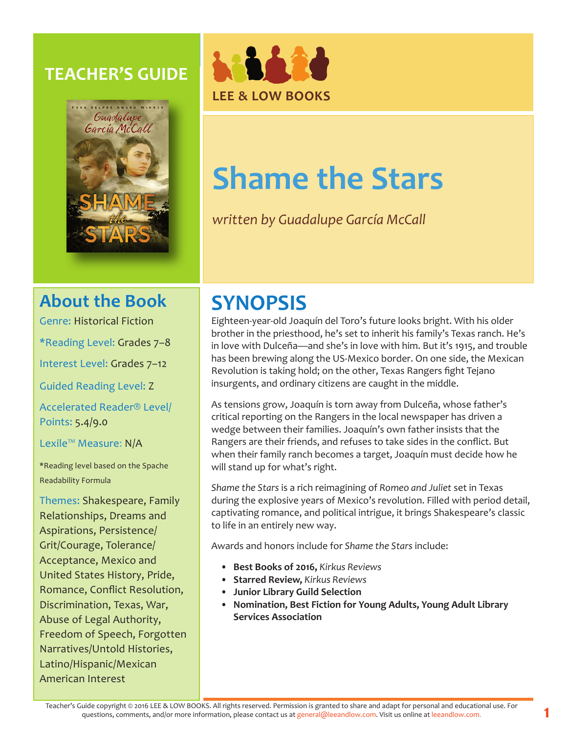# TEACHER'S GUIDE

LEE & LOW BOOKS

# Shame the Stars

*written by Guadalupe García McCall*

## About the Book

Genre: Historical Fiction

*Reading Level: Grades 7–8

Interest Level: Grades 7–12

Guided Reading Level: Z

Accelerated Reader® Level/ Points: 5.4/9.0

Lexile™ Measure: N/A

*Reading level based on the Spache Readability Formula

Themes: Shakespeare, Family Relationships, Dreams and Aspirations, Persistence/ Grit/Courage, Tolerance/ Acceptance, Mexico and United States History, Pride, Romance, Conflict Resolution, Discrimination, Texas, War, Abuse of Legal Authority, Freedom of Speech, Forgotten Narratives/Untold Histories, Latino/Hispanic/Mexican American Interest

## SYNOPSIS

Eighteen-year-old Joaquín del Toro's future looks bright. With his older brother in the priesthood, he's set to inherit his family's Texas ranch. He's in love with Dulceña—and she's in love with him. But it's 1915, and trouble has been brewing along the US-Mexico border. On one side, the Mexican Revolution is taking hold; on the other, Texas Rangers fight Tejano insurgents, and ordinary citizens are caught in the middle.

As tensions grow, Joaquín is torn away from Dulceña, whose father's critical reporting on the Rangers in the local newspaper has driven a wedge between their families. Joaquín's own father insists that the Rangers are their friends, and refuses to take sides in the conflict. But when their family ranch becomes a target, Joaquín must decide how he will stand up for what's right.

*Shame the Stars* is a rich reimagining of *Romeo and Juliet* set in Texas during the explosive years of Mexico's revolution. Filled with period detail, captivating romance, and political intrigue, it brings Shakespeare's classic to life in an entirely new way.

Awards and honors include for *Shame the Stars* include:

- **Best Books of 2016,** *Kirkus Reviews*
- **Starred Review,** *Kirkus Reviews*
- **Junior Library Guild Selection**
- **Nomination, Best Fiction for Young Adults, Young Adult Library Services Association**

Teacher's Guide copyright © 2016 LEE & LOW BOOKS. All rights reserved. Permission is granted to share and adapt for personal and educational use. For questions, comments, and/or more information, please contact us at general@leeandlow.com. Visit us online at leeandlow.com.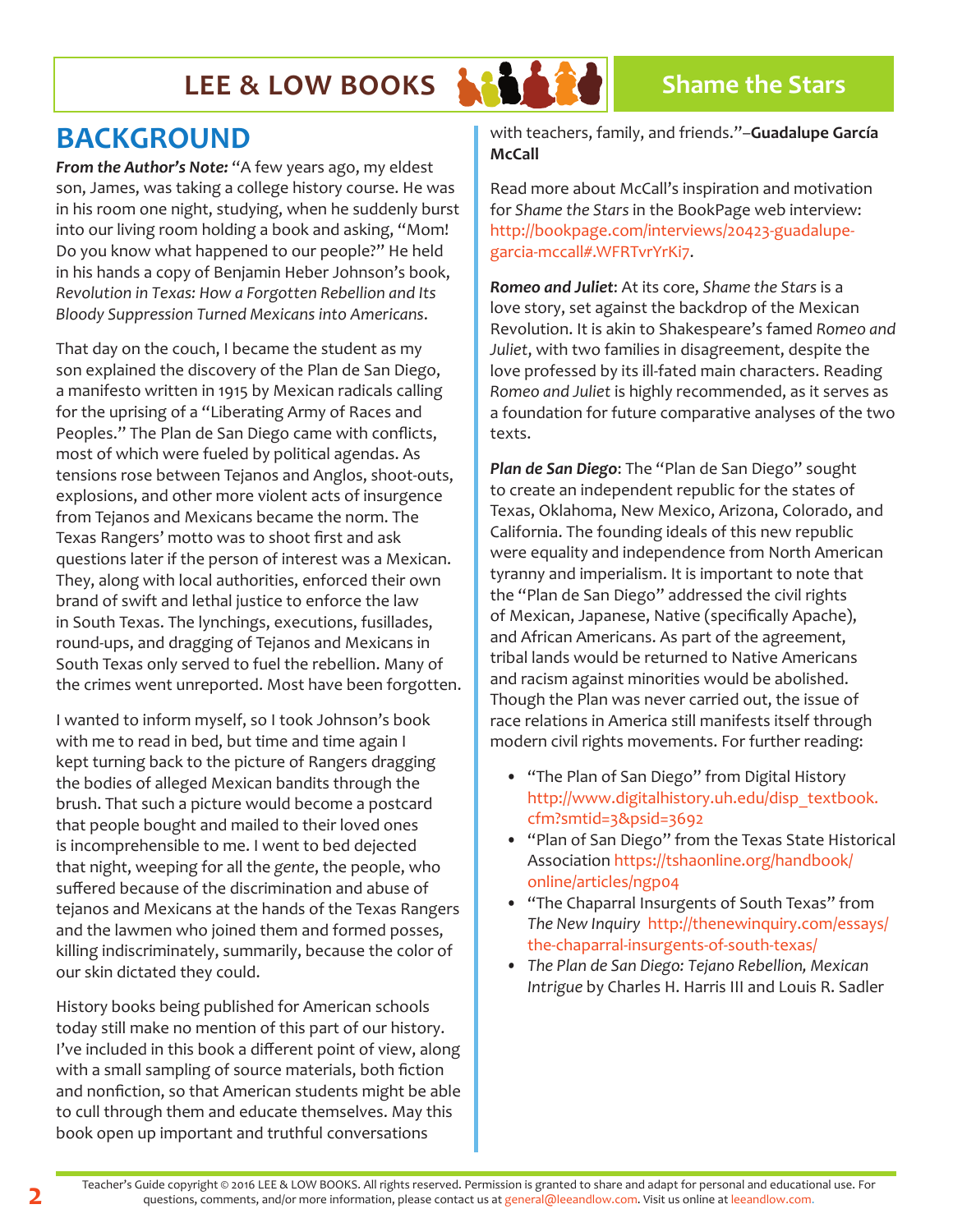# BACKGROUND

***From the Author's Note:*** "A few years ago, my eldest son, James, was taking a college history course. He was in his room one night, studying, when he suddenly burst into our living room holding a book and asking, "Mom! Do you know what happened to our people?" He held in his hands a copy of Benjamin Heber Johnson's book, *Revolution in Texas: How a Forgotten Rebellion and Its Bloody Suppression Turned Mexicans into Americans*.

That day on the couch, I became the student as my son explained the discovery of the Plan de San Diego, a manifesto written in 1915 by Mexican radicals calling for the uprising of a "Liberating Army of Races and Peoples." The Plan de San Diego came with conflicts, most of which were fueled by political agendas. As tensions rose between Tejanos and Anglos, shoot-outs, explosions, and other more violent acts of insurgence from Tejanos and Mexicans became the norm. The Texas Rangers' motto was to shoot first and ask questions later if the person of interest was a Mexican. They, along with local authorities, enforced their own brand of swift and lethal justice to enforce the law in South Texas. The lynchings, executions, fusillades, round-ups, and dragging of Tejanos and Mexicans in South Texas only served to fuel the rebellion. Many of the crimes went unreported. Most have been forgotten.

I wanted to inform myself, so I took Johnson's book with me to read in bed, but time and time again I kept turning back to the picture of Rangers dragging the bodies of alleged Mexican bandits through the brush. That such a picture would become a postcard that people bought and mailed to their loved ones is incomprehensible to me. I went to bed dejected that night, weeping for all the *gente*, the people, who suffered because of the discrimination and abuse of tejanos and Mexicans at the hands of the Texas Rangers and the lawmen who joined them and formed posses, killing indiscriminately, summarily, because the color of our skin dictated they could.

History books being published for American schools today still make no mention of this part of our history. I've included in this book a different point of view, along with a small sampling of source materials, both fiction and nonfiction, so that American students might be able to cull through them and educate themselves. May this book open up important and truthful conversations with teachers, family, and friends."–**Guadalupe García McCall**

Read more about McCall's inspiration and motivation for *Shame the Stars* in the BookPage web interview: http://bookpage.com/interviews/20423-guadalupe-garcia-mccall#.WFRTvrYrKi7.

***Romeo and Juliet***: At its core, *Shame the Stars* is a love story, set against the backdrop of the Mexican Revolution. It is akin to Shakespeare's famed *Romeo and Juliet*, with two families in disagreement, despite the love professed by its ill-fated main characters. Reading *Romeo and Juliet* is highly recommended, as it serves as a foundation for future comparative analyses of the two texts.

***Plan de San Diego***: The "Plan de San Diego" sought to create an independent republic for the states of Texas, Oklahoma, New Mexico, Arizona, Colorado, and California. The founding ideals of this new republic were equality and independence from North American tyranny and imperialism. It is important to note that the "Plan de San Diego" addressed the civil rights of Mexican, Japanese, Native (specifically Apache), and African Americans. As part of the agreement, tribal lands would be returned to Native Americans and racism against minorities would be abolished. Though the Plan was never carried out, the issue of race relations in America still manifests itself through modern civil rights movements. For further reading:

- "The Plan of San Diego" from Digital History http://www.digitalhistory.uh.edu/disp_textbook.cfm?smtid=3&psid=3692
- "Plan of San Diego" from the Texas State Historical Association https://tshaonline.org/handbook/online/articles/ngp04
- "The Chaparral Insurgents of South Texas" from *The New Inquiry* http://thenewinquiry.com/essays/the-chaparral-insurgents-of-south-texas/
- *The Plan de San Diego: Tejano Rebellion, Mexican Intrigue* by Charles H. Harris III and Louis R. Sadler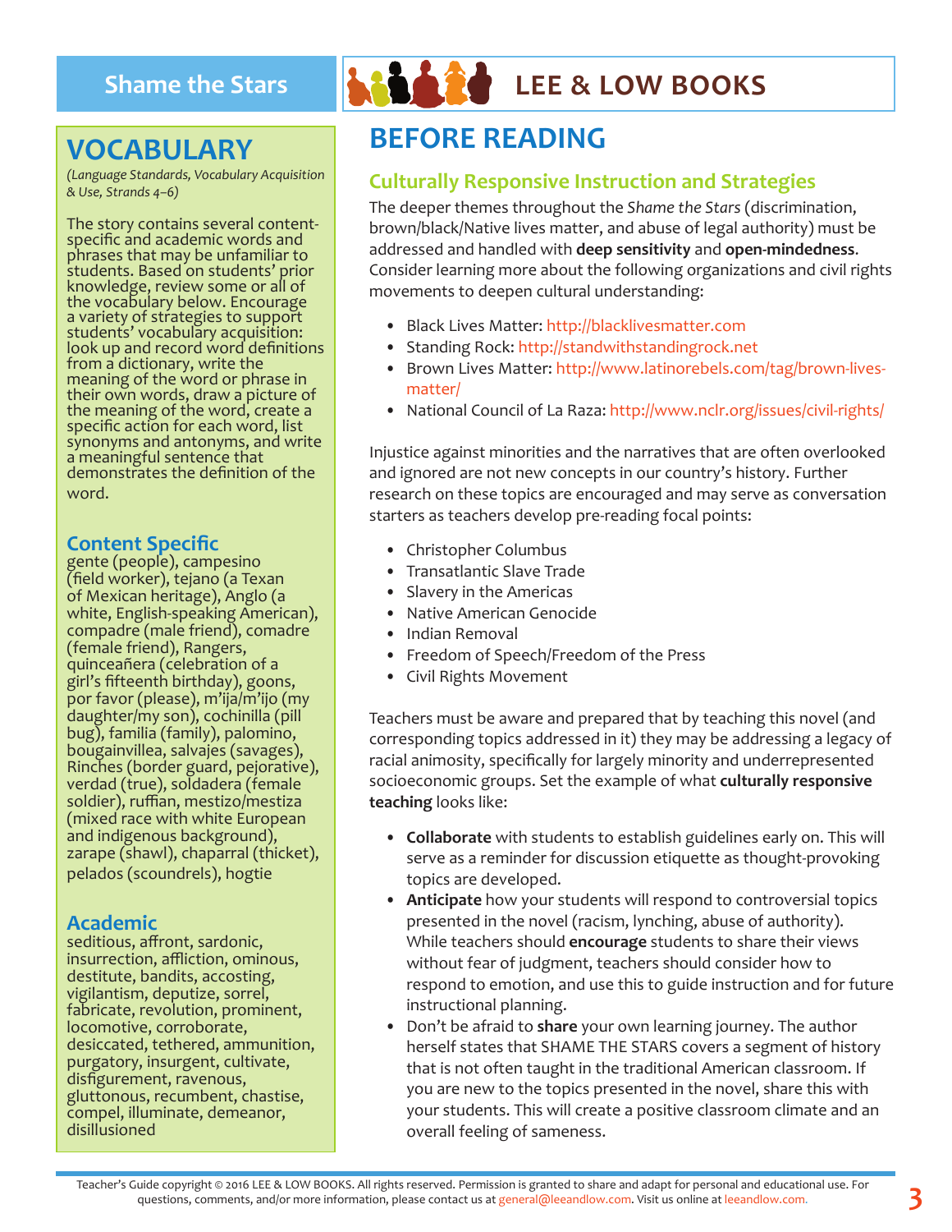## VOCABULARY

*(Language Standards, Vocabulary Acquisition & Use, Strands 4–6)*

The story contains several content-specific and academic words and phrases that may be unfamiliar to students. Based on students' prior knowledge, review some or all of the vocabulary below. Encourage a variety of strategies to support students' vocabulary acquisition: look up and record word definitions from a dictionary, write the meaning of the word or phrase in their own words, draw a picture of the meaning of the word, create a specific action for each word, list synonyms and antonyms, and write a meaningful sentence that demonstrates the definition of the word.

### Content Specific

gente (people), campesino (field worker), tejano (a Texan of Mexican heritage), Anglo (a white, English-speaking American), compadre (male friend), comadre (female friend), Rangers, quinceañera (celebration of a girl's fifteenth birthday), goons, por favor (please), m'ija/m'ijo (my daughter/my son), cochinilla (pill bug), familia (family), palomino, bougainvillea, salvajes (savages), Rinches (border guard, pejorative), verdad (true), soldadera (female soldier), ruffian, mestizo/mestiza (mixed race with white European and indigenous background), zarape (shawl), chaparral (thicket), pelados (scoundrels), hogtie

### Academic

seditious, affront, sardonic, insurrection, affliction, ominous, destitute, bandits, accosting, vigilantism, deputize, sorrel, fabricate, revolution, prominent, locomotive, corroborate, desiccated, tethered, ammunition, purgatory, insurgent, cultivate, disfigurement, ravenous, gluttonous, recumbent, chastise, compel, illuminate, demeanor, disillusioned

## BEFORE READING

### Culturally Responsive Instruction and Strategies

The deeper themes throughout the *Shame the Stars* (discrimination, brown/black/Native lives matter, and abuse of legal authority) must be addressed and handled with **deep sensitivity** and **open-mindedness**. Consider learning more about the following organizations and civil rights movements to deepen cultural understanding:

- Black Lives Matter: http://blacklivesmatter.com
- Standing Rock: http://standwithstandingrock.net
- Brown Lives Matter: http://www.latinorebels.com/tag/brown-lives-matter/
- National Council of La Raza: http://www.nclr.org/issues/civil-rights/

Injustice against minorities and the narratives that are often overlooked and ignored are not new concepts in our country's history. Further research on these topics are encouraged and may serve as conversation starters as teachers develop pre-reading focal points:

- Christopher Columbus
- Transatlantic Slave Trade
- Slavery in the Americas
- Native American Genocide
- Indian Removal
- Freedom of Speech/Freedom of the Press
- Civil Rights Movement

Teachers must be aware and prepared that by teaching this novel (and corresponding topics addressed in it) they may be addressing a legacy of racial animosity, specifically for largely minority and underrepresented socioeconomic groups. Set the example of what **culturally responsive teaching** looks like:

- **Collaborate** with students to establish guidelines early on. This will serve as a reminder for discussion etiquette as thought-provoking topics are developed.
- **Anticipate** how your students will respond to controversial topics presented in the novel (racism, lynching, abuse of authority). While teachers should **encourage** students to share their views without fear of judgment, teachers should consider how to respond to emotion, and use this to guide instruction and for future instructional planning.
- Don't be afraid to **share** your own learning journey. The author herself states that SHAME THE STARS covers a segment of history that is not often taught in the traditional American classroom. If you are new to the topics presented in the novel, share this with your students. This will create a positive classroom climate and an overall feeling of sameness.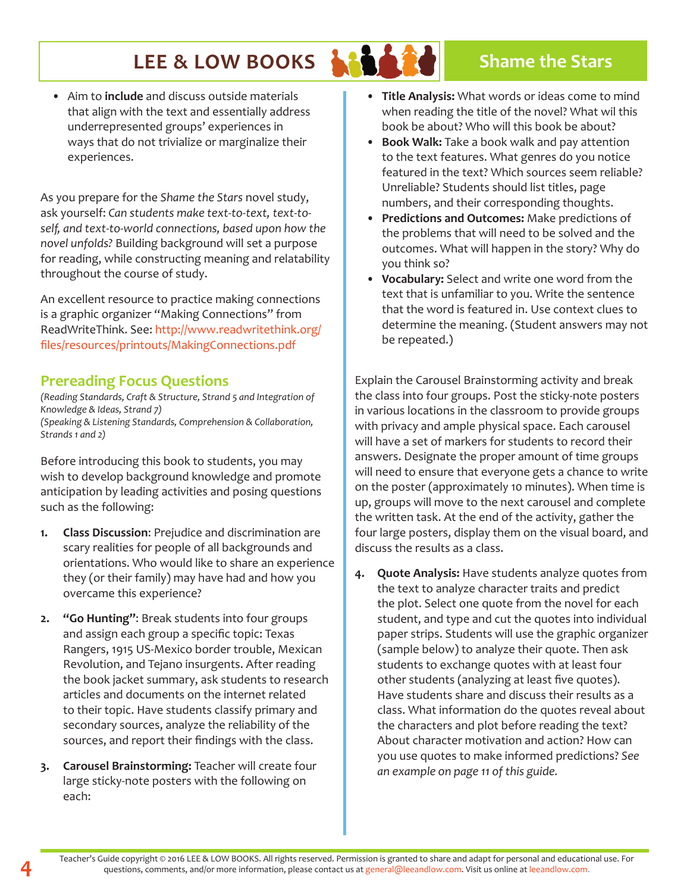- Aim to **include** and discuss outside materials that align with the text and essentially address underrepresented groups' experiences in ways that do not trivialize or marginalize their experiences.

As you prepare for the *Shame the Stars* novel study, ask yourself: *Can students make text-to-text, text-to-self, and text-to-world connections, based upon how the novel unfolds?* Building background will set a purpose for reading, while constructing meaning and relatability throughout the course of study.

An excellent resource to practice making connections is a graphic organizer "Making Connections" from ReadWriteThink. See: http://www.readwritethink.org/files/resources/printouts/MakingConnections.pdf

## Prereading Focus Questions

*(Reading Standards, Craft & Structure, Strand 5 and Integration of Knowledge & Ideas, Strand 7)*
*(Speaking & Listening Standards, Comprehension & Collaboration, Strands 1 and 2)*

Before introducing this book to students, you may wish to develop background knowledge and promote anticipation by leading activities and posing questions such as the following:

1. **Class Discussion**: Prejudice and discrimination are scary realities for people of all backgrounds and orientations. Who would like to share an experience they (or their family) may have had and how you overcame this experience?

2. **"Go Hunting"**: Break students into four groups and assign each group a specific topic: Texas Rangers, 1915 US-Mexico border trouble, Mexican Revolution, and Tejano insurgents. After reading the book jacket summary, ask students to research articles and documents on the internet related to their topic. Have students classify primary and secondary sources, analyze the reliability of the sources, and report their findings with the class.

3. **Carousel Brainstorming:** Teacher will create four large sticky-note posters with the following on each:
   - **Title Analysis:** What words or ideas come to mind when reading the title of the novel? What wil this book be about? Who will this book be about?
   - **Book Walk:** Take a book walk and pay attention to the text features. What genres do you notice featured in the text? Which sources seem reliable? Unreliable? Students should list titles, page numbers, and their corresponding thoughts.
   - **Predictions and Outcomes:** Make predictions of the problems that will need to be solved and the outcomes. What will happen in the story? Why do you think so?
   - **Vocabulary:** Select and write one word from the text that is unfamiliar to you. Write the sentence that the word is featured in. Use context clues to determine the meaning. (Student answers may not be repeated.)

   Explain the Carousel Brainstorming activity and break the class into four groups. Post the sticky-note posters in various locations in the classroom to provide groups with privacy and ample physical space. Each carousel will have a set of markers for students to record their answers. Designate the proper amount of time groups will need to ensure that everyone gets a chance to write on the poster (approximately 10 minutes). When time is up, groups will move to the next carousel and complete the written task. At the end of the activity, gather the four large posters, display them on the visual board, and discuss the results as a class.

4. **Quote Analysis:** Have students analyze quotes from the text to analyze character traits and predict the plot. Select one quote from the novel for each student, and type and cut the quotes into individual paper strips. Students will use the graphic organizer (sample below) to analyze their quote. Then ask students to exchange quotes with at least four other students (analyzing at least five quotes). Have students share and discuss their results as a class. What information do the quotes reveal about the characters and plot before reading the text? About character motivation and action? How can you use quotes to make informed predictions? *See an example on page 11 of this guide.*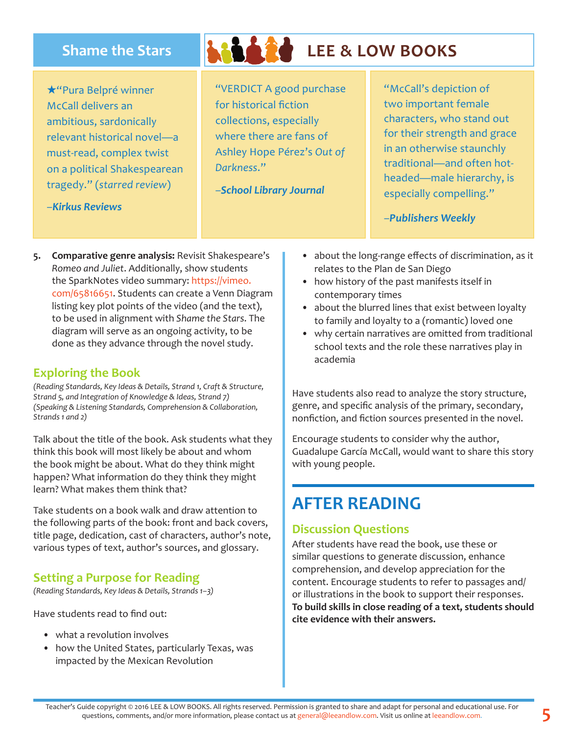## Shame the Stars

**LEE & LOW BOOKS**

★"Pura Belpré winner McCall delivers an ambitious, sardonically relevant historical novel—a must-read, complex twist on a political Shakespearean tragedy." (*starred review*)

–***Kirkus Reviews***

"VERDICT A good purchase for historical fiction collections, especially where there are fans of Ashley Hope Pérez's *Out of Darkness*."

–***School Library Journal***

"McCall's depiction of two important female characters, who stand out for their strength and grace in an otherwise staunchly traditional—and often hot-headed—male hierarchy, is especially compelling."

–***Publishers Weekly***

5. **Comparative genre analysis:** Revisit Shakespeare's *Romeo and Juliet*. Additionally, show students the SparkNotes video summary: https://vimeo.com/65816651. Students can create a Venn Diagram listing key plot points of the video (and the text), to be used in alignment with *Shame the Stars*. The diagram will serve as an ongoing activity, to be done as they advance through the novel study.

### Exploring the Book

*(Reading Standards, Key Ideas & Details, Strand 1, Craft & Structure, Strand 5, and Integration of Knowledge & Ideas, Strand 7)*
*(Speaking & Listening Standards, Comprehension & Collaboration, Strands 1 and 2)*

Talk about the title of the book. Ask students what they think this book will most likely be about and whom the book might be about. What do they think might happen? What information do they think they might learn? What makes them think that?

Take students on a book walk and draw attention to the following parts of the book: front and back covers, title page, dedication, cast of characters, author's note, various types of text, author's sources, and glossary.

### Setting a Purpose for Reading

*(Reading Standards, Key Ideas & Details, Strands 1–3)*

Have students read to find out:

- what a revolution involves
- how the United States, particularly Texas, was impacted by the Mexican Revolution
- about the long-range effects of discrimination, as it relates to the Plan de San Diego
- how history of the past manifests itself in contemporary times
- about the blurred lines that exist between loyalty to family and loyalty to a (romantic) loved one
- why certain narratives are omitted from traditional school texts and the role these narratives play in academia

Have students also read to analyze the story structure, genre, and specific analysis of the primary, secondary, nonfiction, and fiction sources presented in the novel.

Encourage students to consider why the author, Guadalupe García McCall, would want to share this story with young people.

# AFTER READING

### Discussion Questions

After students have read the book, use these or similar questions to generate discussion, enhance comprehension, and develop appreciation for the content. Encourage students to refer to passages and/or illustrations in the book to support their responses. **To build skills in close reading of a text, students should cite evidence with their answers.**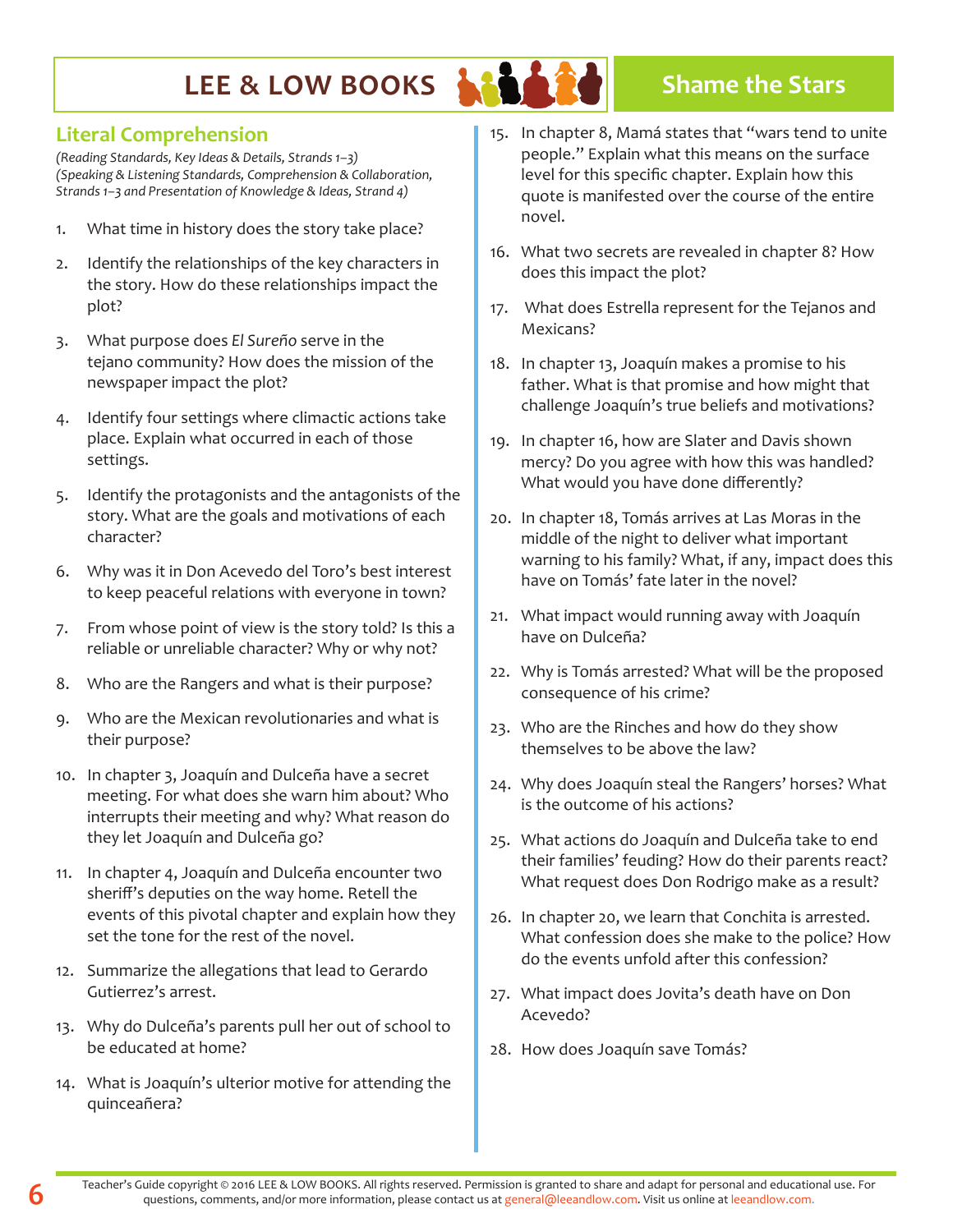## Literal Comprehension

*(Reading Standards, Key Ideas & Details, Strands 1–3)*
*(Speaking & Listening Standards, Comprehension & Collaboration, Strands 1–3 and Presentation of Knowledge & Ideas, Strand 4)*

1. What time in history does the story take place?
2. Identify the relationships of the key characters in the story. How do these relationships impact the plot?
3. What purpose does *El Sureño* serve in the tejano community? How does the mission of the newspaper impact the plot?
4. Identify four settings where climactic actions take place. Explain what occurred in each of those settings.
5. Identify the protagonists and the antagonists of the story. What are the goals and motivations of each character?
6. Why was it in Don Acevedo del Toro's best interest to keep peaceful relations with everyone in town?
7. From whose point of view is the story told? Is this a reliable or unreliable character? Why or why not?
8. Who are the Rangers and what is their purpose?
9. Who are the Mexican revolutionaries and what is their purpose?
10. In chapter 3, Joaquín and Dulceña have a secret meeting. For what does she warn him about? Who interrupts their meeting and why? What reason do they let Joaquín and Dulceña go?
11. In chapter 4, Joaquín and Dulceña encounter two sheriff's deputies on the way home. Retell the events of this pivotal chapter and explain how they set the tone for the rest of the novel.
12. Summarize the allegations that lead to Gerardo Gutierrez's arrest.
13. Why do Dulceña's parents pull her out of school to be educated at home?
14. What is Joaquín's ulterior motive for attending the quinceañera?
15. In chapter 8, Mamá states that "wars tend to unite people." Explain what this means on the surface level for this specific chapter. Explain how this quote is manifested over the course of the entire novel.
16. What two secrets are revealed in chapter 8? How does this impact the plot?
17. What does Estrella represent for the Tejanos and Mexicans?
18. In chapter 13, Joaquín makes a promise to his father. What is that promise and how might that challenge Joaquín's true beliefs and motivations?
19. In chapter 16, how are Slater and Davis shown mercy? Do you agree with how this was handled? What would you have done differently?
20. In chapter 18, Tomás arrives at Las Moras in the middle of the night to deliver what important warning to his family? What, if any, impact does this have on Tomás' fate later in the novel?
21. What impact would running away with Joaquín have on Dulceña?
22. Why is Tomás arrested? What will be the proposed consequence of his crime?
23. Who are the Rinches and how do they show themselves to be above the law?
24. Why does Joaquín steal the Rangers' horses? What is the outcome of his actions?
25. What actions do Joaquín and Dulceña take to end their families' feuding? How do their parents react? What request does Don Rodrigo make as a result?
26. In chapter 20, we learn that Conchita is arrested. What confession does she make to the police? How do the events unfold after this confession?
27. What impact does Jovita's death have on Don Acevedo?
28. How does Joaquín save Tomás?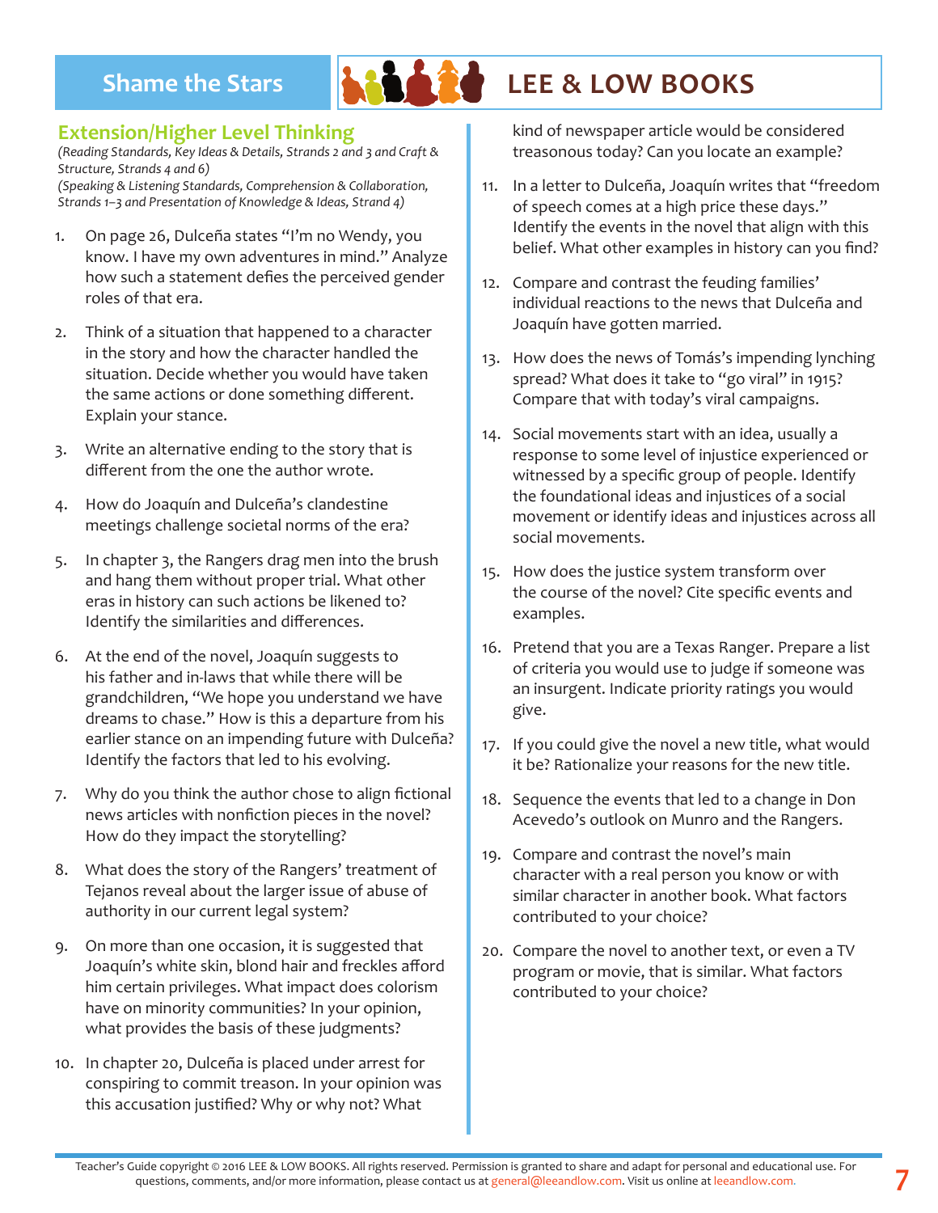## Extension/Higher Level Thinking

*(Reading Standards, Key Ideas & Details, Strands 2 and 3 and Craft & Structure, Strands 4 and 6)*
*(Speaking & Listening Standards, Comprehension & Collaboration, Strands 1–3 and Presentation of Knowledge & Ideas, Strand 4)*

1. On page 26, Dulceña states "I'm no Wendy, you know. I have my own adventures in mind." Analyze how such a statement defies the perceived gender roles of that era.
2. Think of a situation that happened to a character in the story and how the character handled the situation. Decide whether you would have taken the same actions or done something different. Explain your stance.
3. Write an alternative ending to the story that is different from the one the author wrote.
4. How do Joaquín and Dulceña's clandestine meetings challenge societal norms of the era?
5. In chapter 3, the Rangers drag men into the brush and hang them without proper trial. What other eras in history can such actions be likened to? Identify the similarities and differences.
6. At the end of the novel, Joaquín suggests to his father and in-laws that while there will be grandchildren, "We hope you understand we have dreams to chase." How is this a departure from his earlier stance on an impending future with Dulceña? Identify the factors that led to his evolving.
7. Why do you think the author chose to align fictional news articles with nonfiction pieces in the novel? How do they impact the storytelling?
8. What does the story of the Rangers' treatment of Tejanos reveal about the larger issue of abuse of authority in our current legal system?
9. On more than one occasion, it is suggested that Joaquín's white skin, blond hair and freckles afford him certain privileges. What impact does colorism have on minority communities? In your opinion, what provides the basis of these judgments?
10. In chapter 20, Dulceña is placed under arrest for conspiring to commit treason. In your opinion was this accusation justified? Why or why not? What kind of newspaper article would be considered treasonous today? Can you locate an example?
11. In a letter to Dulceña, Joaquín writes that "freedom of speech comes at a high price these days." Identify the events in the novel that align with this belief. What other examples in history can you find?
12. Compare and contrast the feuding families' individual reactions to the news that Dulceña and Joaquín have gotten married.
13. How does the news of Tomás's impending lynching spread? What does it take to "go viral" in 1915? Compare that with today's viral campaigns.
14. Social movements start with an idea, usually a response to some level of injustice experienced or witnessed by a specific group of people. Identify the foundational ideas and injustices of a social movement or identify ideas and injustices across all social movements.
15. How does the justice system transform over the course of the novel? Cite specific events and examples.
16. Pretend that you are a Texas Ranger. Prepare a list of criteria you would use to judge if someone was an insurgent. Indicate priority ratings you would give.
17. If you could give the novel a new title, what would it be? Rationalize your reasons for the new title.
18. Sequence the events that led to a change in Don Acevedo's outlook on Munro and the Rangers.
19. Compare and contrast the novel's main character with a real person you know or with similar character in another book. What factors contributed to your choice?
20. Compare the novel to another text, or even a TV program or movie, that is similar. What factors contributed to your choice?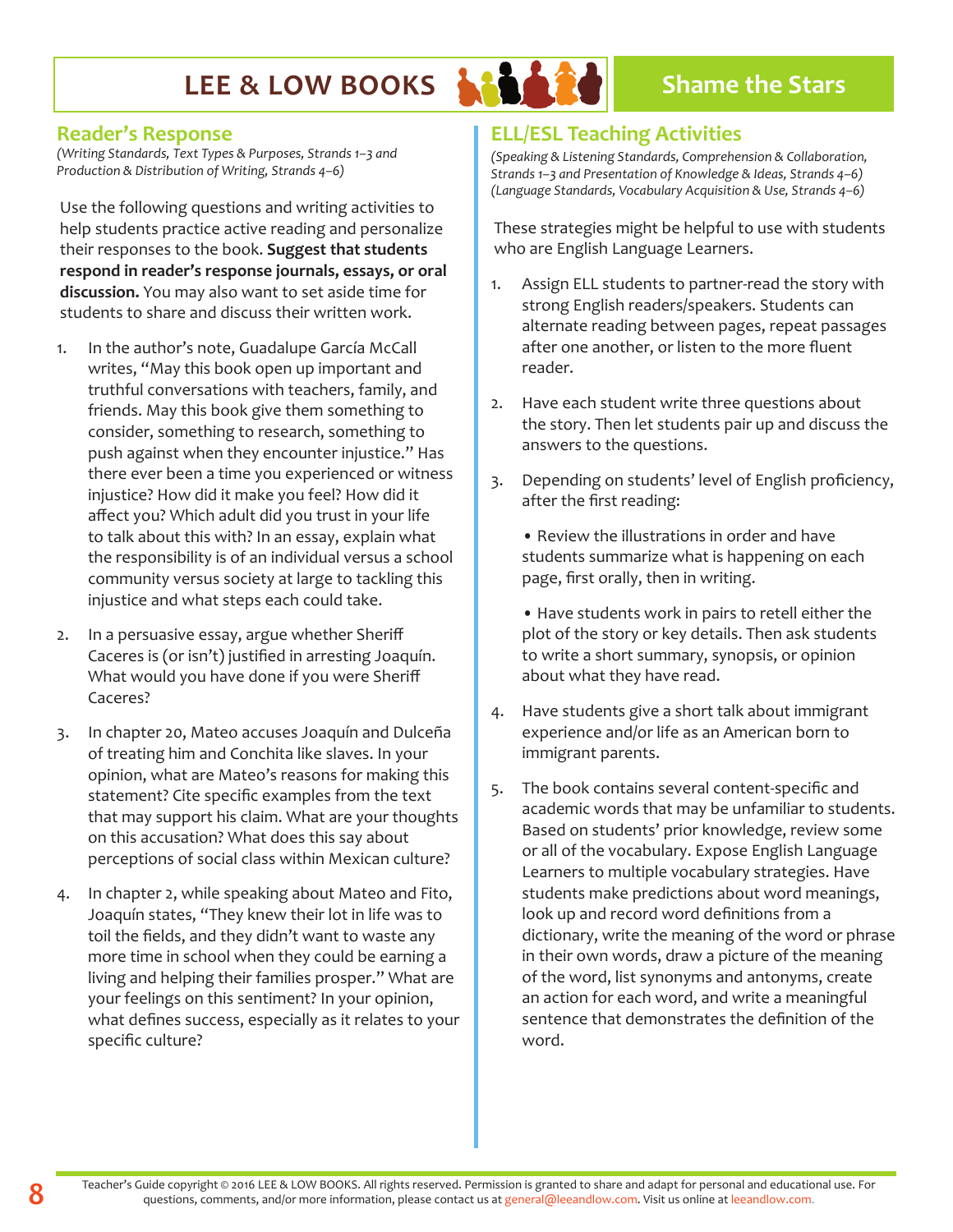## Reader's Response

*(Writing Standards, Text Types & Purposes, Strands 1–3 and Production & Distribution of Writing, Strands 4–6)*

Use the following questions and writing activities to help students practice active reading and personalize their responses to the book. **Suggest that students respond in reader's response journals, essays, or oral discussion.** You may also want to set aside time for students to share and discuss their written work.

1. In the author's note, Guadalupe García McCall writes, "May this book open up important and truthful conversations with teachers, family, and friends. May this book give them something to consider, something to research, something to push against when they encounter injustice." Has there ever been a time you experienced or witness injustice? How did it make you feel? How did it affect you? Which adult did you trust in your life to talk about this with? In an essay, explain what the responsibility is of an individual versus a school community versus society at large to tackling this injustice and what steps each could take.

2. In a persuasive essay, argue whether Sheriff Caceres is (or isn't) justified in arresting Joaquín. What would you have done if you were Sheriff Caceres?

3. In chapter 20, Mateo accuses Joaquín and Dulceña of treating him and Conchita like slaves. In your opinion, what are Mateo's reasons for making this statement? Cite specific examples from the text that may support his claim. What are your thoughts on this accusation? What does this say about perceptions of social class within Mexican culture?

4. In chapter 2, while speaking about Mateo and Fito, Joaquín states, "They knew their lot in life was to toil the fields, and they didn't want to waste any more time in school when they could be earning a living and helping their families prosper." What are your feelings on this sentiment? In your opinion, what defines success, especially as it relates to your specific culture?

## ELL/ESL Teaching Activities

*(Speaking & Listening Standards, Comprehension & Collaboration, Strands 1–3 and Presentation of Knowledge & Ideas, Strands 4–6)*
*(Language Standards, Vocabulary Acquisition & Use, Strands 4–6)*

These strategies might be helpful to use with students who are English Language Learners.

1. Assign ELL students to partner-read the story with strong English readers/speakers. Students can alternate reading between pages, repeat passages after one another, or listen to the more fluent reader.

2. Have each student write three questions about the story. Then let students pair up and discuss the answers to the questions.

3. Depending on students' level of English proficiency, after the first reading:

   • Review the illustrations in order and have students summarize what is happening on each page, first orally, then in writing.

   • Have students work in pairs to retell either the plot of the story or key details. Then ask students to write a short summary, synopsis, or opinion about what they have read.

4. Have students give a short talk about immigrant experience and/or life as an American born to immigrant parents.

5. The book contains several content-specific and academic words that may be unfamiliar to students. Based on students' prior knowledge, review some or all of the vocabulary. Expose English Language Learners to multiple vocabulary strategies. Have students make predictions about word meanings, look up and record word definitions from a dictionary, write the meaning of the word or phrase in their own words, draw a picture of the meaning of the word, list synonyms and antonyms, create an action for each word, and write a meaningful sentence that demonstrates the definition of the word.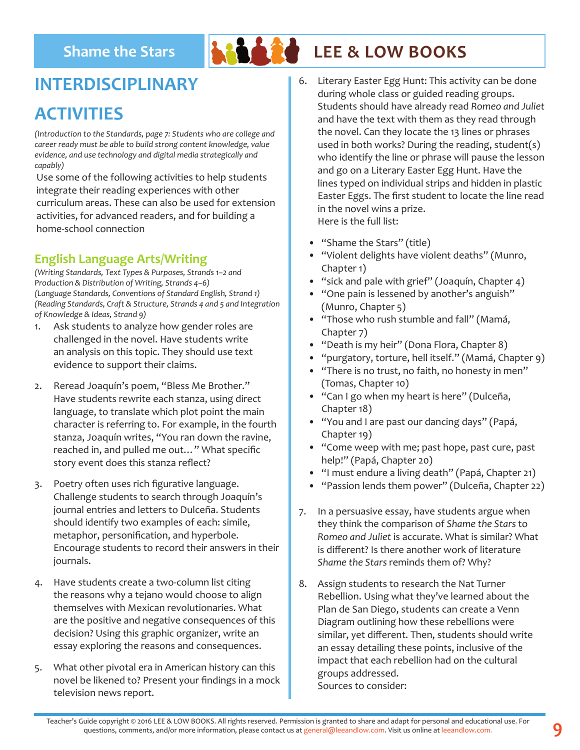## INTERDISCIPLINARY ACTIVITIES

*(Introduction to the Standards, page 7: Students who are college and career ready must be able to build strong content knowledge, value evidence, and use technology and digital media strategically and capably)*

Use some of the following activities to help students integrate their reading experiences with other curriculum areas. These can also be used for extension activities, for advanced readers, and for building a home-school connection

### English Language Arts/Writing

*(Writing Standards, Text Types & Purposes, Strands 1–2 and Production & Distribution of Writing, Strands 4–6)*
*(Language Standards, Conventions of Standard English, Strand 1)*
*(Reading Standards, Craft & Structure, Strands 4 and 5 and Integration of Knowledge & Ideas, Strand 9)*

1. Ask students to analyze how gender roles are challenged in the novel. Have students write an analysis on this topic. They should use text evidence to support their claims.

2. Reread Joaquín's poem, "Bless Me Brother." Have students rewrite each stanza, using direct language, to translate which plot point the main character is referring to. For example, in the fourth stanza, Joaquín writes, "You ran down the ravine, reached in, and pulled me out…" What specific story event does this stanza reflect?

3. Poetry often uses rich figurative language. Challenge students to search through Joaquín's journal entries and letters to Dulceña. Students should identify two examples of each: simile, metaphor, personification, and hyperbole. Encourage students to record their answers in their journals.

4. Have students create a two-column list citing the reasons why a tejano would choose to align themselves with Mexican revolutionaries. What are the positive and negative consequences of this decision? Using this graphic organizer, write an essay exploring the reasons and consequences.

5. What other pivotal era in American history can this novel be likened to? Present your findings in a mock television news report.

6. Literary Easter Egg Hunt: This activity can be done during whole class or guided reading groups. Students should have already read *Romeo and Juliet* and have the text with them as they read through the novel. Can they locate the 13 lines or phrases used in both works? During the reading, student(s) who identify the line or phrase will pause the lesson and go on a Literary Easter Egg Hunt. Have the lines typed on individual strips and hidden in plastic Easter Eggs. The first student to locate the line read in the novel wins a prize.
   Here is the full list:

   - "Shame the Stars" (title)
   - "Violent delights have violent deaths" (Munro, Chapter 1)
   - "sick and pale with grief" (Joaquín, Chapter 4)
   - "One pain is lessened by another's anguish" (Munro, Chapter 5)
   - "Those who rush stumble and fall" (Mamá, Chapter 7)
   - "Death is my heir" (Dona Flora, Chapter 8)
   - "purgatory, torture, hell itself." (Mamá, Chapter 9)
   - "There is no trust, no faith, no honesty in men" (Tomas, Chapter 10)
   - "Can I go when my heart is here" (Dulceña, Chapter 18)
   - "You and I are past our dancing days" (Papá, Chapter 19)
   - "Come weep with me; past hope, past cure, past help!" (Papá, Chapter 20)
   - "I must endure a living death" (Papá, Chapter 21)
   - "Passion lends them power" (Dulceña, Chapter 22)

7. In a persuasive essay, have students argue when they think the comparison of *Shame the Stars* to *Romeo and Juliet* is accurate. What is similar? What is different? Is there another work of literature *Shame the Stars* reminds them of? Why?

8. Assign students to research the Nat Turner Rebellion. Using what they've learned about the Plan de San Diego, students can create a Venn Diagram outlining how these rebellions were similar, yet different. Then, students should write an essay detailing these points, inclusive of the impact that each rebellion had on the cultural groups addressed.
   Sources to consider: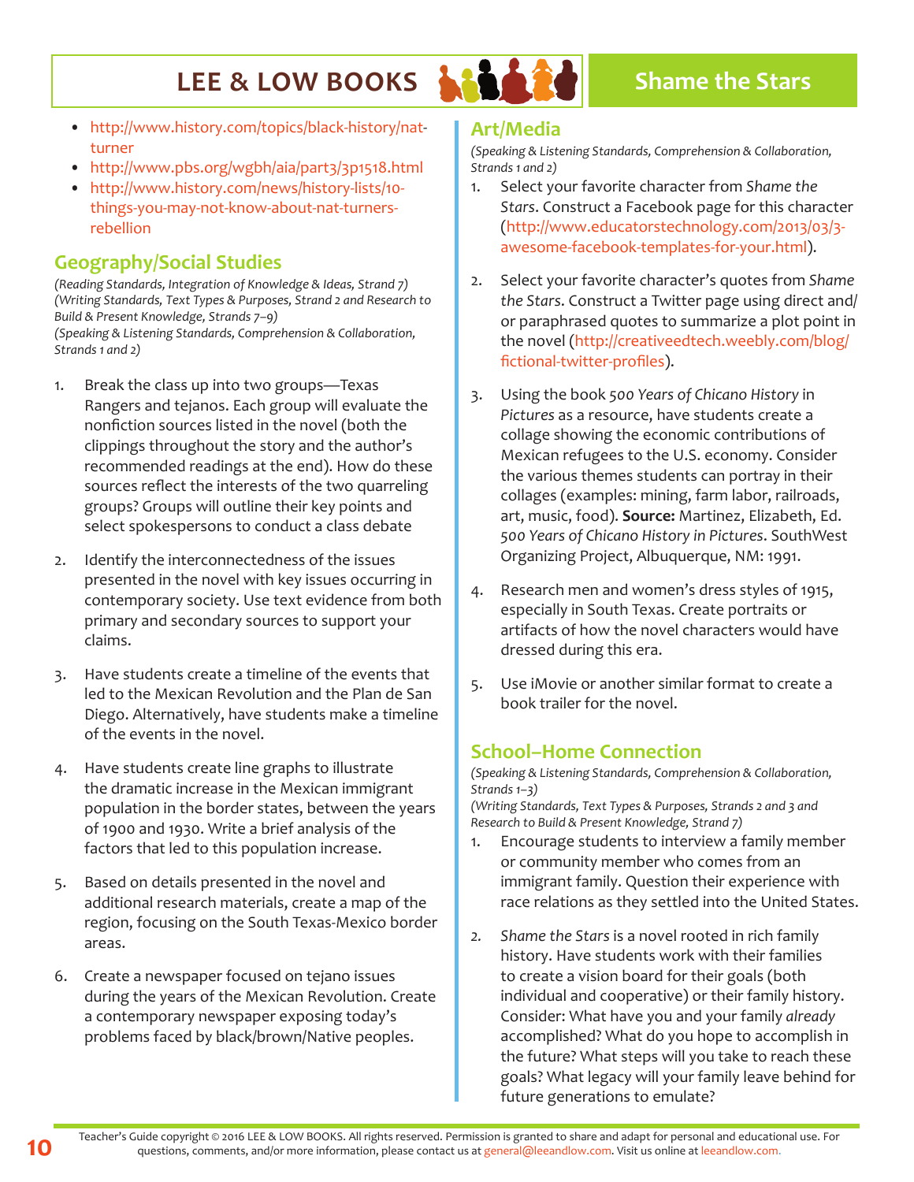- http://www.history.com/topics/black-history/nat-turner
- http://www.pbs.org/wgbh/aia/part3/3p1518.html
- http://www.history.com/news/history-lists/10-things-you-may-not-know-about-nat-turners-rebellion

## Geography/Social Studies

*(Reading Standards, Integration of Knowledge & Ideas, Strand 7)*
*(Writing Standards, Text Types & Purposes, Strand 2 and Research to Build & Present Knowledge, Strands 7–9)*
*(Speaking & Listening Standards, Comprehension & Collaboration, Strands 1 and 2)*

1. Break the class up into two groups—Texas Rangers and tejanos. Each group will evaluate the nonfiction sources listed in the novel (both the clippings throughout the story and the author's recommended readings at the end). How do these sources reflect the interests of the two quarreling groups? Groups will outline their key points and select spokespersons to conduct a class debate

2. Identify the interconnectedness of the issues presented in the novel with key issues occurring in contemporary society. Use text evidence from both primary and secondary sources to support your claims.

3. Have students create a timeline of the events that led to the Mexican Revolution and the Plan de San Diego. Alternatively, have students make a timeline of the events in the novel.

4. Have students create line graphs to illustrate the dramatic increase in the Mexican immigrant population in the border states, between the years of 1900 and 1930. Write a brief analysis of the factors that led to this population increase.

5. Based on details presented in the novel and additional research materials, create a map of the region, focusing on the South Texas-Mexico border areas.

6. Create a newspaper focused on tejano issues during the years of the Mexican Revolution. Create a contemporary newspaper exposing today's problems faced by black/brown/Native peoples.

## Art/Media

*(Speaking & Listening Standards, Comprehension & Collaboration, Strands 1 and 2)*

1. Select your favorite character from *Shame the Stars*. Construct a Facebook page for this character (http://www.educatorstechnology.com/2013/03/3-awesome-facebook-templates-for-your.html).

2. Select your favorite character's quotes from *Shame the Stars*. Construct a Twitter page using direct and/or paraphrased quotes to summarize a plot point in the novel (http://creativeedtech.weebly.com/blog/fictional-twitter-profiles).

3. Using the book *500 Years of Chicano History in Pictures* as a resource, have students create a collage showing the economic contributions of Mexican refugees to the U.S. economy. Consider the various themes students can portray in their collages (examples: mining, farm labor, railroads, art, music, food). **Source:** Martinez, Elizabeth, Ed. *500 Years of Chicano History in Pictures*. SouthWest Organizing Project, Albuquerque, NM: 1991.

4. Research men and women's dress styles of 1915, especially in South Texas. Create portraits or artifacts of how the novel characters would have dressed during this era.

5. Use iMovie or another similar format to create a book trailer for the novel.

## School–Home Connection

*(Speaking & Listening Standards, Comprehension & Collaboration, Strands 1–3)*
*(Writing Standards, Text Types & Purposes, Strands 2 and 3 and Research to Build & Present Knowledge, Strand 7)*

1. Encourage students to interview a family member or community member who comes from an immigrant family. Question their experience with race relations as they settled into the United States.

2. *Shame the Stars* is a novel rooted in rich family history. Have students work with their families to create a vision board for their goals (both individual and cooperative) or their family history. Consider: What have you and your family *already* accomplished? What do you hope to accomplish in the future? What steps will you take to reach these goals? What legacy will your family leave behind for future generations to emulate?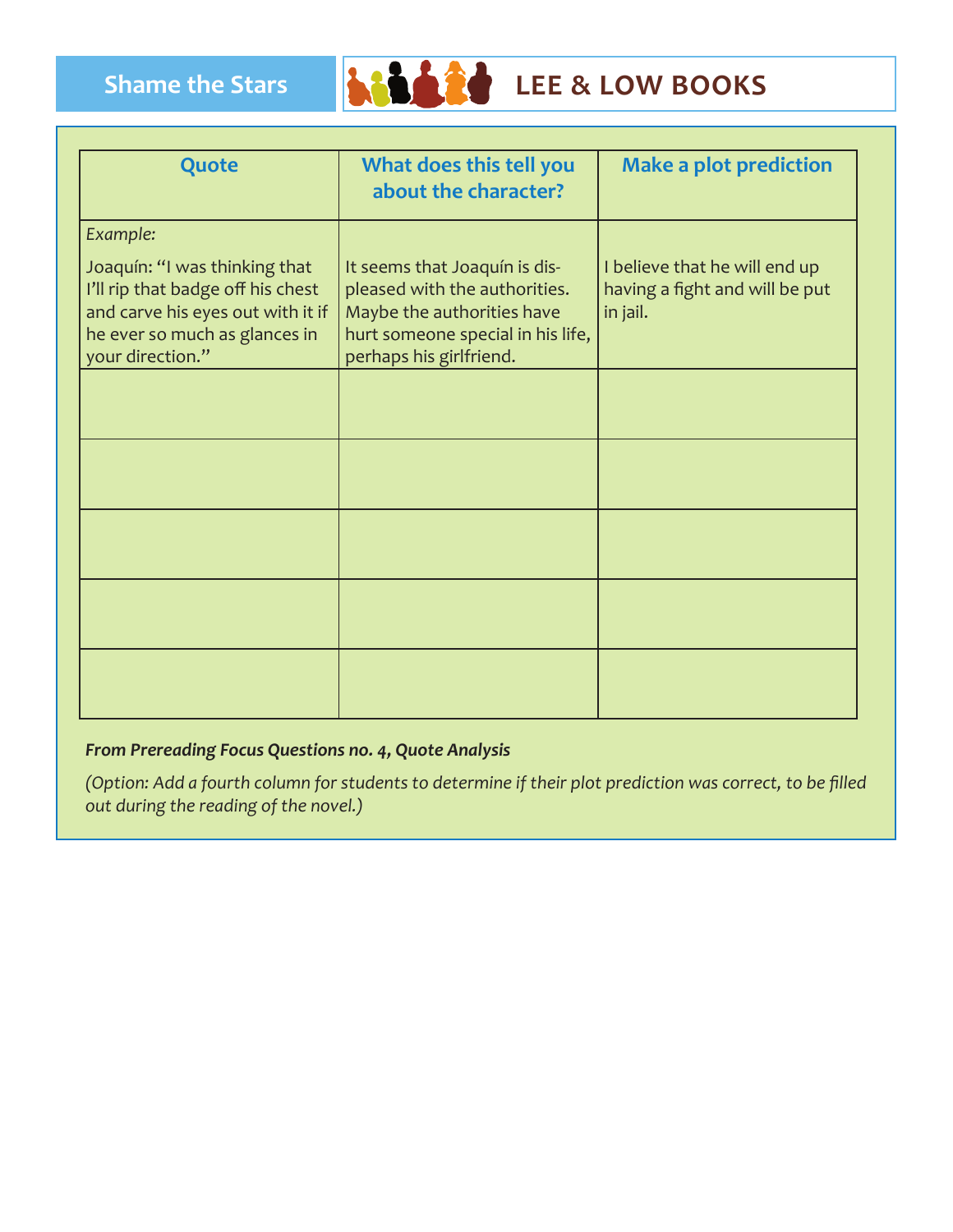| Quote | What does this tell you about the character? | Make a plot prediction |
|---|---|---|
| *Example:* Joaquín: "I was thinking that I'll rip that badge off his chest and carve his eyes out with it if he ever so much as glances in your direction." | It seems that Joaquín is displeased with the authorities. Maybe the authorities have hurt someone special in his life, perhaps his girlfriend. | I believe that he will end up having a fight and will be put in jail. |
| | | |
| | | |
| | | |
| | | |
| | | |

***From Prereading Focus Questions no. 4, Quote Analysis***

*(Option: Add a fourth column for students to determine if their plot prediction was correct, to be filled out during the reading of the novel.)*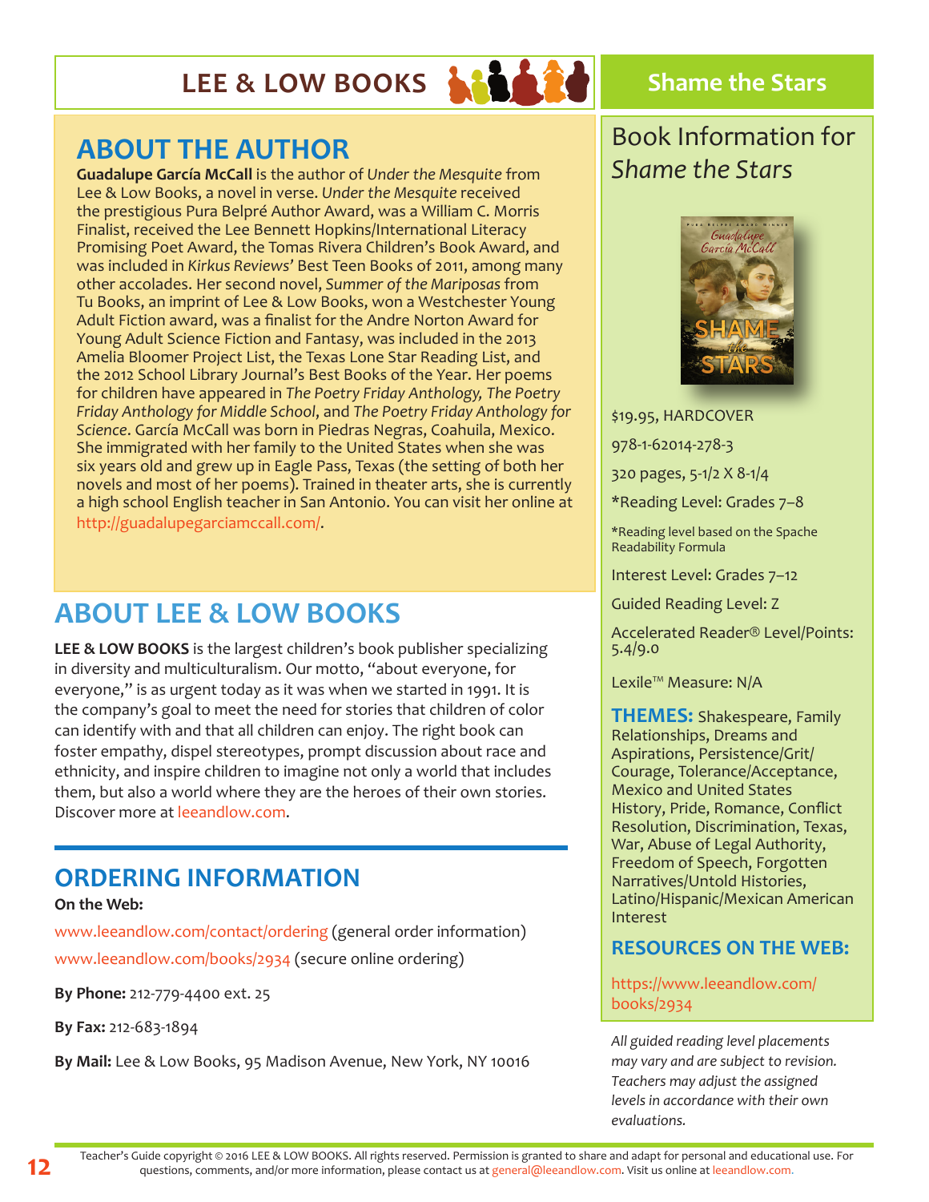# LEE & LOW BOOKS

## ABOUT THE AUTHOR

**Guadalupe García McCall** is the author of *Under the Mesquite* from Lee & Low Books, a novel in verse. *Under the Mesquite* received the prestigious Pura Belpré Author Award, was a William C. Morris Finalist, received the Lee Bennett Hopkins/International Literacy Promising Poet Award, the Tomas Rivera Children's Book Award, and was included in *Kirkus Reviews'* Best Teen Books of 2011, among many other accolades. Her second novel, *Summer of the Mariposas* from Tu Books, an imprint of Lee & Low Books, won a Westchester Young Adult Fiction award, was a finalist for the Andre Norton Award for Young Adult Science Fiction and Fantasy, was included in the 2013 Amelia Bloomer Project List, the Texas Lone Star Reading List, and the 2012 School Library Journal's Best Books of the Year. Her poems for children have appeared in *The Poetry Friday Anthology, The Poetry Friday Anthology for Middle School*, and *The Poetry Friday Anthology for Science*. García McCall was born in Piedras Negras, Coahuila, Mexico. She immigrated with her family to the United States when she was six years old and grew up in Eagle Pass, Texas (the setting of both her novels and most of her poems). Trained in theater arts, she is currently a high school English teacher in San Antonio. You can visit her online at http://guadalupegarciamccall.com/.

## ABOUT LEE & LOW BOOKS

**LEE & LOW BOOKS** is the largest children's book publisher specializing in diversity and multiculturalism. Our motto, "about everyone, for everyone," is as urgent today as it was when we started in 1991. It is the company's goal to meet the need for stories that children of color can identify with and that all children can enjoy. The right book can foster empathy, dispel stereotypes, prompt discussion about race and ethnicity, and inspire children to imagine not only a world that includes them, but also a world where they are the heroes of their own stories. Discover more at leeandlow.com.

## ORDERING INFORMATION

**On the Web:**

www.leeandlow.com/contact/ordering (general order information)

www.leeandlow.com/books/2934 (secure online ordering)

**By Phone:** 212-779-4400 ext. 25

**By Fax:** 212-683-1894

**By Mail:** Lee & Low Books, 95 Madison Avenue, New York, NY 10016

## Shame the Stars

### Book Information for *Shame the Stars*

$19.95, HARDCOVER

978-1-62014-278-3

320 pages, 5-1/2 X 8-1/4

*Reading Level: Grades 7–8

*Reading level based on the Spache Readability Formula

Interest Level: Grades 7–12

Guided Reading Level: Z

Accelerated Reader® Level/Points: 5.4/9.0

Lexile™ Measure: N/A

**THEMES:** Shakespeare, Family Relationships, Dreams and Aspirations, Persistence/Grit/Courage, Tolerance/Acceptance, Mexico and United States History, Pride, Romance, Conflict Resolution, Discrimination, Texas, War, Abuse of Legal Authority, Freedom of Speech, Forgotten Narratives/Untold Histories, Latino/Hispanic/Mexican American Interest

### RESOURCES ON THE WEB:

https://www.leeandlow.com/books/2934

*All guided reading level placements may vary and are subject to revision. Teachers may adjust the assigned levels in accordance with their own evaluations.*

Teacher's Guide copyright © 2016 LEE & LOW BOOKS. All rights reserved. Permission is granted to share and adapt for personal and educational use. For questions, comments, and/or more information, please contact us at general@leeandlow.com. Visit us online at leeandlow.com.